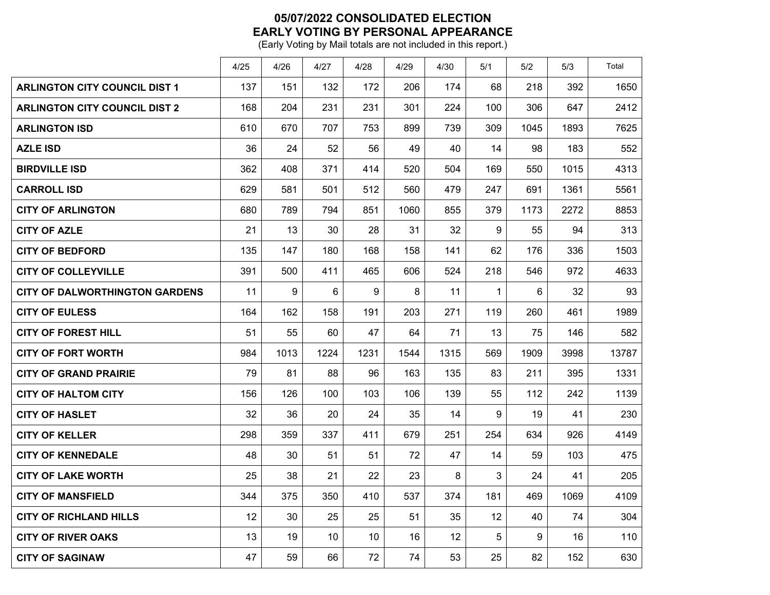# 05/07/2022 CONSOLIDATED ELECTION
## EARLY VOTING BY PERSONAL APPEARANCE

(Early Voting by Mail totals are not included in this report.)

| | 4/25 | 4/26 | 4/27 | 4/28 | 4/29 | 4/30 | 5/1 | 5/2 | 5/3 | Total |
|---|---|---|---|---|---|---|---|---|---|---|
| **ARLINGTON CITY COUNCIL DIST 1** | 137 | 151 | 132 | 172 | 206 | 174 | 68 | 218 | 392 | 1650 |
| **ARLINGTON CITY COUNCIL DIST 2** | 168 | 204 | 231 | 231 | 301 | 224 | 100 | 306 | 647 | 2412 |
| **ARLINGTON ISD** | 610 | 670 | 707 | 753 | 899 | 739 | 309 | 1045 | 1893 | 7625 |
| **AZLE ISD** | 36 | 24 | 52 | 56 | 49 | 40 | 14 | 98 | 183 | 552 |
| **BIRDVILLE ISD** | 362 | 408 | 371 | 414 | 520 | 504 | 169 | 550 | 1015 | 4313 |
| **CARROLL ISD** | 629 | 581 | 501 | 512 | 560 | 479 | 247 | 691 | 1361 | 5561 |
| **CITY OF ARLINGTON** | 680 | 789 | 794 | 851 | 1060 | 855 | 379 | 1173 | 2272 | 8853 |
| **CITY OF AZLE** | 21 | 13 | 30 | 28 | 31 | 32 | 9 | 55 | 94 | 313 |
| **CITY OF BEDFORD** | 135 | 147 | 180 | 168 | 158 | 141 | 62 | 176 | 336 | 1503 |
| **CITY OF COLLEYVILLE** | 391 | 500 | 411 | 465 | 606 | 524 | 218 | 546 | 972 | 4633 |
| **CITY OF DALWORTHINGTON GARDENS** | 11 | 9 | 6 | 9 | 8 | 11 | 1 | 6 | 32 | 93 |
| **CITY OF EULESS** | 164 | 162 | 158 | 191 | 203 | 271 | 119 | 260 | 461 | 1989 |
| **CITY OF FOREST HILL** | 51 | 55 | 60 | 47 | 64 | 71 | 13 | 75 | 146 | 582 |
| **CITY OF FORT WORTH** | 984 | 1013 | 1224 | 1231 | 1544 | 1315 | 569 | 1909 | 3998 | 13787 |
| **CITY OF GRAND PRAIRIE** | 79 | 81 | 88 | 96 | 163 | 135 | 83 | 211 | 395 | 1331 |
| **CITY OF HALTOM CITY** | 156 | 126 | 100 | 103 | 106 | 139 | 55 | 112 | 242 | 1139 |
| **CITY OF HASLET** | 32 | 36 | 20 | 24 | 35 | 14 | 9 | 19 | 41 | 230 |
| **CITY OF KELLER** | 298 | 359 | 337 | 411 | 679 | 251 | 254 | 634 | 926 | 4149 |
| **CITY OF KENNEDALE** | 48 | 30 | 51 | 51 | 72 | 47 | 14 | 59 | 103 | 475 |
| **CITY OF LAKE WORTH** | 25 | 38 | 21 | 22 | 23 | 8 | 3 | 24 | 41 | 205 |
| **CITY OF MANSFIELD** | 344 | 375 | 350 | 410 | 537 | 374 | 181 | 469 | 1069 | 4109 |
| **CITY OF RICHLAND HILLS** | 12 | 30 | 25 | 25 | 51 | 35 | 12 | 40 | 74 | 304 |
| **CITY OF RIVER OAKS** | 13 | 19 | 10 | 10 | 16 | 12 | 5 | 9 | 16 | 110 |
| **CITY OF SAGINAW** | 47 | 59 | 66 | 72 | 74 | 53 | 25 | 82 | 152 | 630 |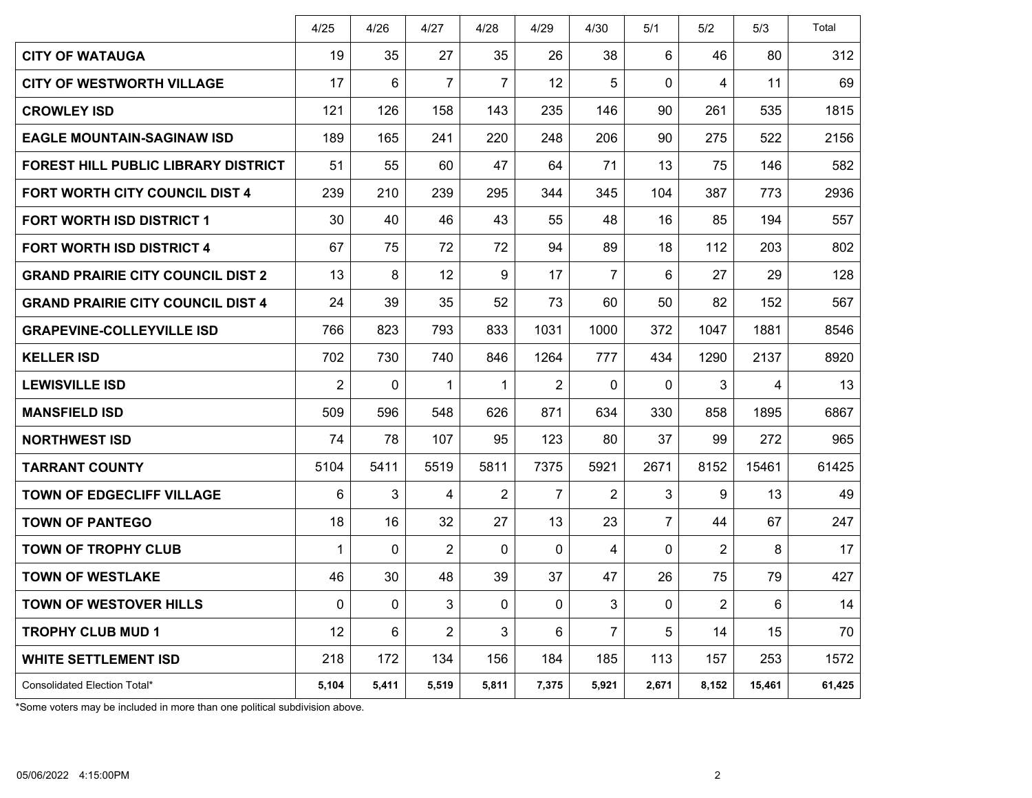| | 4/25 | 4/26 | 4/27 | 4/28 | 4/29 | 4/30 | 5/1 | 5/2 | 5/3 | Total |
|---|---|---|---|---|---|---|---|---|---|---|
| **CITY OF WATAUGA** | 19 | 35 | 27 | 35 | 26 | 38 | 6 | 46 | 80 | 312 |
| **CITY OF WESTWORTH VILLAGE** | 17 | 6 | 7 | 7 | 12 | 5 | 0 | 4 | 11 | 69 |
| **CROWLEY ISD** | 121 | 126 | 158 | 143 | 235 | 146 | 90 | 261 | 535 | 1815 |
| **EAGLE MOUNTAIN-SAGINAW ISD** | 189 | 165 | 241 | 220 | 248 | 206 | 90 | 275 | 522 | 2156 |
| **FOREST HILL PUBLIC LIBRARY DISTRICT** | 51 | 55 | 60 | 47 | 64 | 71 | 13 | 75 | 146 | 582 |
| **FORT WORTH CITY COUNCIL DIST 4** | 239 | 210 | 239 | 295 | 344 | 345 | 104 | 387 | 773 | 2936 |
| **FORT WORTH ISD DISTRICT 1** | 30 | 40 | 46 | 43 | 55 | 48 | 16 | 85 | 194 | 557 |
| **FORT WORTH ISD DISTRICT 4** | 67 | 75 | 72 | 72 | 94 | 89 | 18 | 112 | 203 | 802 |
| **GRAND PRAIRIE CITY COUNCIL DIST 2** | 13 | 8 | 12 | 9 | 17 | 7 | 6 | 27 | 29 | 128 |
| **GRAND PRAIRIE CITY COUNCIL DIST 4** | 24 | 39 | 35 | 52 | 73 | 60 | 50 | 82 | 152 | 567 |
| **GRAPEVINE-COLLEYVILLE ISD** | 766 | 823 | 793 | 833 | 1031 | 1000 | 372 | 1047 | 1881 | 8546 |
| **KELLER ISD** | 702 | 730 | 740 | 846 | 1264 | 777 | 434 | 1290 | 2137 | 8920 |
| **LEWISVILLE ISD** | 2 | 0 | 1 | 1 | 2 | 0 | 0 | 3 | 4 | 13 |
| **MANSFIELD ISD** | 509 | 596 | 548 | 626 | 871 | 634 | 330 | 858 | 1895 | 6867 |
| **NORTHWEST ISD** | 74 | 78 | 107 | 95 | 123 | 80 | 37 | 99 | 272 | 965 |
| **TARRANT COUNTY** | 5104 | 5411 | 5519 | 5811 | 7375 | 5921 | 2671 | 8152 | 15461 | 61425 |
| **TOWN OF EDGECLIFF VILLAGE** | 6 | 3 | 4 | 2 | 7 | 2 | 3 | 9 | 13 | 49 |
| **TOWN OF PANTEGO** | 18 | 16 | 32 | 27 | 13 | 23 | 7 | 44 | 67 | 247 |
| **TOWN OF TROPHY CLUB** | 1 | 0 | 2 | 0 | 0 | 4 | 0 | 2 | 8 | 17 |
| **TOWN OF WESTLAKE** | 46 | 30 | 48 | 39 | 37 | 47 | 26 | 75 | 79 | 427 |
| **TOWN OF WESTOVER HILLS** | 0 | 0 | 3 | 0 | 0 | 3 | 0 | 2 | 6 | 14 |
| **TROPHY CLUB MUD 1** | 12 | 6 | 2 | 3 | 6 | 7 | 5 | 14 | 15 | 70 |
| **WHITE SETTLEMENT ISD** | 218 | 172 | 134 | 156 | 184 | 185 | 113 | 157 | 253 | 1572 |
| Consolidated Election Total* | **5,104** | **5,411** | **5,519** | **5,811** | **7,375** | **5,921** | **2,671** | **8,152** | **15,461** | **61,425** |

*Some voters may be included in more than one political subdivision above.

05/06/2022 4:15:00PM